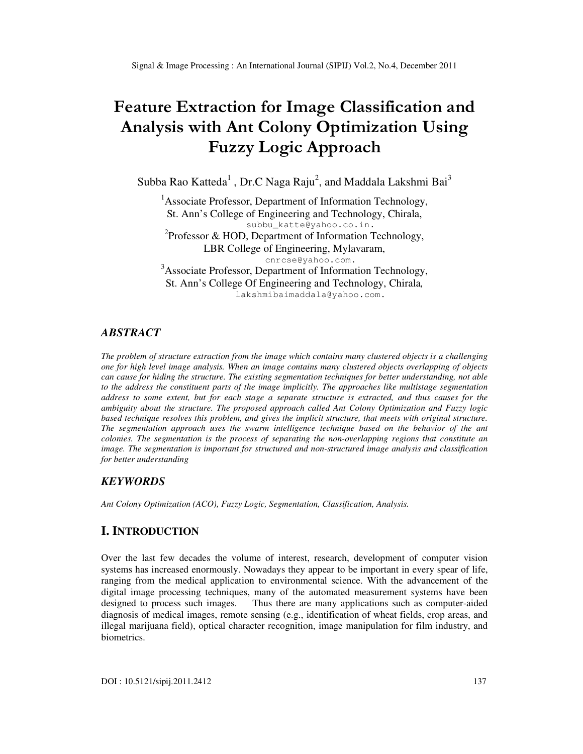# Feature Extraction for Image Classification and Analysis with Ant Colony Optimization Using Fuzzy Logic Approach

Subba Rao Katteda[1] , Dr.C Naga Raju[2], and Maddala Lakshmi Bai[3]

[1]Associate Professor, Department of Information Technology, St. Ann's College of Engineering and Technology, Chirala, subbu_katte@yahoo.co.in.

[2]Professor & HOD, Department of Information Technology, LBR College of Engineering, Mylavaram, cnrcse@yahoo.com.

[3]Associate Professor, Department of Information Technology, St. Ann's College Of Engineering and Technology, Chirala, lakshmibaimaddala@yahoo.com.

## ABSTRACT

*The problem of structure extraction from the image which contains many clustered objects is a challenging one for high level image analysis. When an image contains many clustered objects overlapping of objects can cause for hiding the structure. The existing segmentation techniques for better understanding, not able to the address the constituent parts of the image implicitly. The approaches like multistage segmentation address to some extent, but for each stage a separate structure is extracted, and thus causes for the ambiguity about the structure. The proposed approach called Ant Colony Optimization and Fuzzy logic based technique resolves this problem, and gives the implicit structure, that meets with original structure. The segmentation approach uses the swarm intelligence technique based on the behavior of the ant colonies. The segmentation is the process of separating the non-overlapping regions that constitute an image. The segmentation is important for structured and non-structured image analysis and classification for better understanding*

## KEYWORDS

*Ant Colony Optimization (ACO), Fuzzy Logic, Segmentation, Classification, Analysis.*

## I. INTRODUCTION

Over the last few decades the volume of interest, research, development of computer vision systems has increased enormously. Nowadays they appear to be important in every spear of life, ranging from the medical application to environmental science. With the advancement of the digital image processing techniques, many of the automated measurement systems have been designed to process such images. Thus there are many applications such as computer-aided diagnosis of medical images, remote sensing (e.g., identification of wheat fields, crop areas, and illegal marijuana field), optical character recognition, image manipulation for film industry, and biometrics.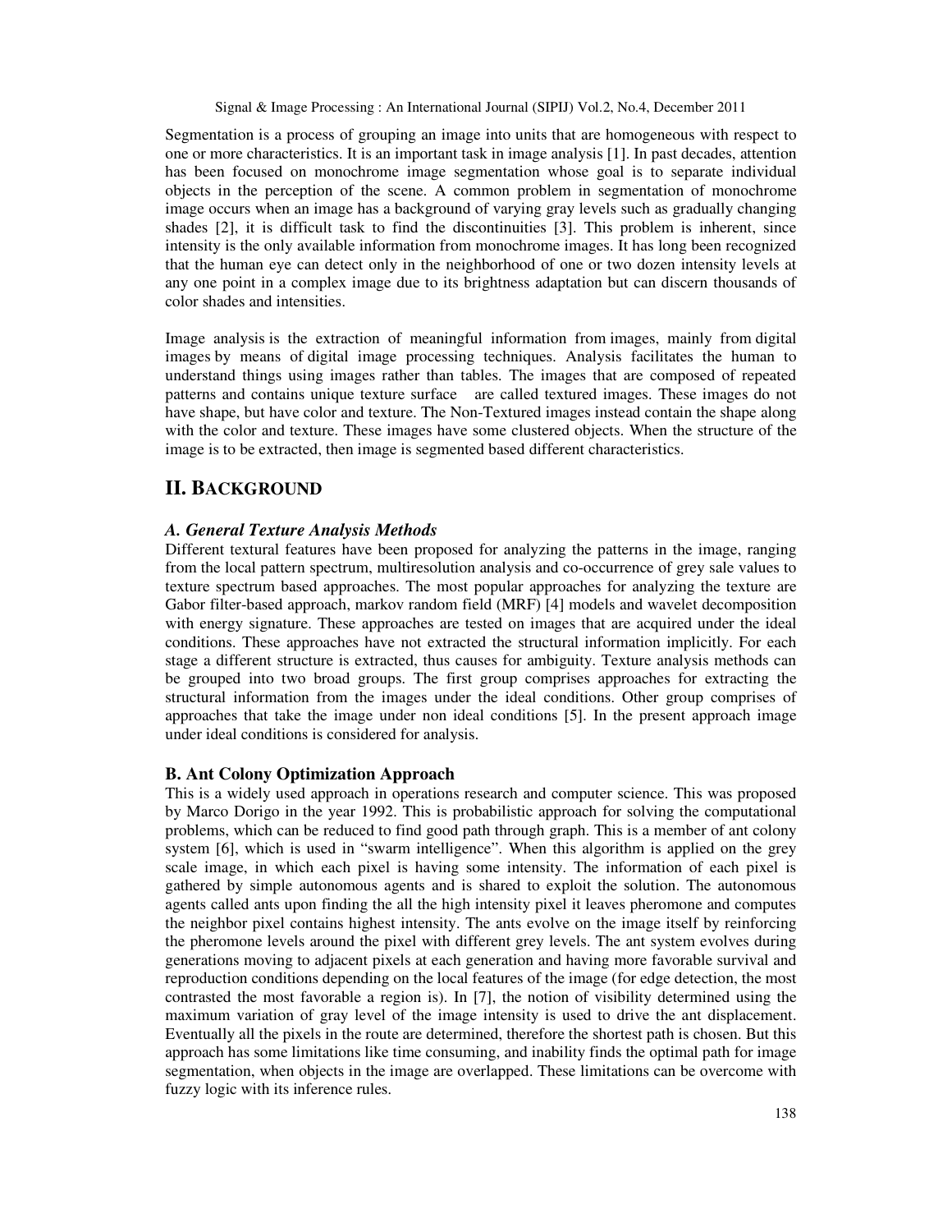Segmentation is a process of grouping an image into units that are homogeneous with respect to one or more characteristics. It is an important task in image analysis [1]. In past decades, attention has been focused on monochrome image segmentation whose goal is to separate individual objects in the perception of the scene. A common problem in segmentation of monochrome image occurs when an image has a background of varying gray levels such as gradually changing shades [2], it is difficult task to find the discontinuities [3]. This problem is inherent, since intensity is the only available information from monochrome images. It has long been recognized that the human eye can detect only in the neighborhood of one or two dozen intensity levels at any one point in a complex image due to its brightness adaptation but can discern thousands of color shades and intensities.

Image analysis is the extraction of meaningful information from images, mainly from digital images by means of digital image processing techniques. Analysis facilitates the human to understand things using images rather than tables. The images that are composed of repeated patterns and contains unique texture surface are called textured images. These images do not have shape, but have color and texture. The Non-Textured images instead contain the shape along with the color and texture. These images have some clustered objects. When the structure of the image is to be extracted, then image is segmented based different characteristics.

## II. BACKGROUND

### *A. General Texture Analysis Methods*

Different textural features have been proposed for analyzing the patterns in the image, ranging from the local pattern spectrum, multiresolution analysis and co-occurrence of grey sale values to texture spectrum based approaches. The most popular approaches for analyzing the texture are Gabor filter-based approach, markov random field (MRF) [4] models and wavelet decomposition with energy signature. These approaches are tested on images that are acquired under the ideal conditions. These approaches have not extracted the structural information implicitly. For each stage a different structure is extracted, thus causes for ambiguity. Texture analysis methods can be grouped into two broad groups. The first group comprises approaches for extracting the structural information from the images under the ideal conditions. Other group comprises of approaches that take the image under non ideal conditions [5]. In the present approach image under ideal conditions is considered for analysis.

### B. Ant Colony Optimization Approach

This is a widely used approach in operations research and computer science. This was proposed by Marco Dorigo in the year 1992. This is probabilistic approach for solving the computational problems, which can be reduced to find good path through graph. This is a member of ant colony system [6], which is used in "swarm intelligence". When this algorithm is applied on the grey scale image, in which each pixel is having some intensity. The information of each pixel is gathered by simple autonomous agents and is shared to exploit the solution. The autonomous agents called ants upon finding the all the high intensity pixel it leaves pheromone and computes the neighbor pixel contains highest intensity. The ants evolve on the image itself by reinforcing the pheromone levels around the pixel with different grey levels. The ant system evolves during generations moving to adjacent pixels at each generation and having more favorable survival and reproduction conditions depending on the local features of the image (for edge detection, the most contrasted the most favorable a region is). In [7], the notion of visibility determined using the maximum variation of gray level of the image intensity is used to drive the ant displacement. Eventually all the pixels in the route are determined, therefore the shortest path is chosen. But this approach has some limitations like time consuming, and inability finds the optimal path for image segmentation, when objects in the image are overlapped. These limitations can be overcome with fuzzy logic with its inference rules.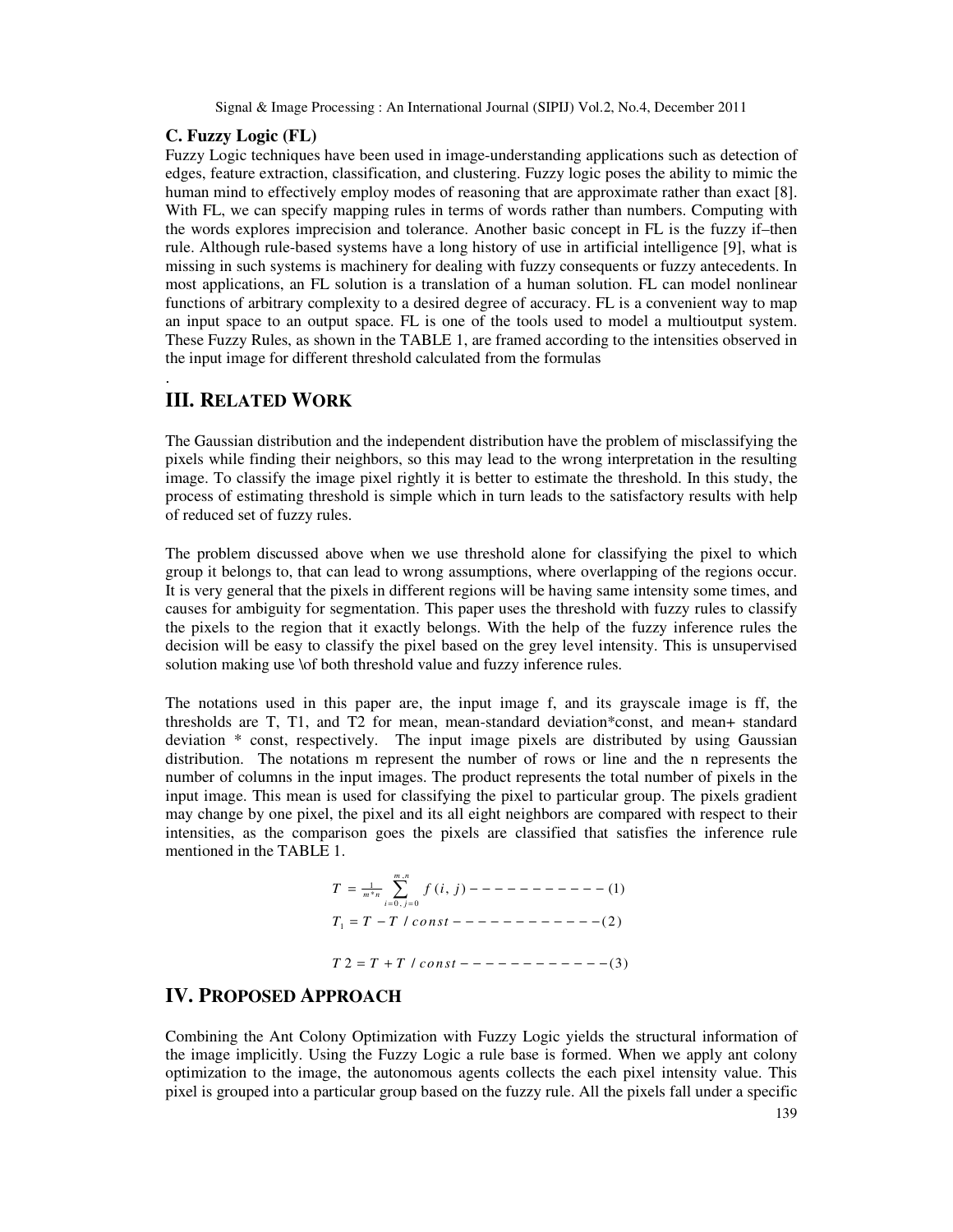### C. Fuzzy Logic (FL)

Fuzzy Logic techniques have been used in image-understanding applications such as detection of edges, feature extraction, classification, and clustering. Fuzzy logic poses the ability to mimic the human mind to effectively employ modes of reasoning that are approximate rather than exact [8]. With FL, we can specify mapping rules in terms of words rather than numbers. Computing with the words explores imprecision and tolerance. Another basic concept in FL is the fuzzy if–then rule. Although rule-based systems have a long history of use in artificial intelligence [9], what is missing in such systems is machinery for dealing with fuzzy consequents or fuzzy antecedents. In most applications, an FL solution is a translation of a human solution. FL can model nonlinear functions of arbitrary complexity to a desired degree of accuracy. FL is a convenient way to map an input space to an output space. FL is one of the tools used to model a multioutput system. These Fuzzy Rules, as shown in the TABLE 1, are framed according to the intensities observed in the input image for different threshold calculated from the formulas

.

## III. RELATED WORK

The Gaussian distribution and the independent distribution have the problem of misclassifying the pixels while finding their neighbors, so this may lead to the wrong interpretation in the resulting image. To classify the image pixel rightly it is better to estimate the threshold. In this study, the process of estimating threshold is simple which in turn leads to the satisfactory results with help of reduced set of fuzzy rules.

The problem discussed above when we use threshold alone for classifying the pixel to which group it belongs to, that can lead to wrong assumptions, where overlapping of the regions occur. It is very general that the pixels in different regions will be having same intensity some times, and causes for ambiguity for segmentation. This paper uses the threshold with fuzzy rules to classify the pixels to the region that it exactly belongs. With the help of the fuzzy inference rules the decision will be easy to classify the pixel based on the grey level intensity. This is unsupervised solution making use \of both threshold value and fuzzy inference rules.

The notations used in this paper are, the input image f, and its grayscale image is ff, the thresholds are T, T1, and T2 for mean, mean-standard deviation*const, and mean+ standard deviation * const, respectively. The input image pixels are distributed by using Gaussian distribution. The notations m represent the number of rows or line and the n represents the number of columns in the input images. The product represents the total number of pixels in the input image. This mean is used for classifying the pixel to particular group. The pixels gradient may change by one pixel, the pixel and its all eight neighbors are compared with respect to their intensities, as the comparison goes the pixels are classified that satisfies the inference rule mentioned in the TABLE 1.

$$T = \frac{1}{m*n} \sum_{i=0,\, j=0}^{m,n} f(i, j) \qquad (1)$$

$$T_1 = T - T \,/\, const \qquad (2)$$

$$T2 = T + T \,/\, const \qquad (3)$$

## IV. PROPOSED APPROACH

Combining the Ant Colony Optimization with Fuzzy Logic yields the structural information of the image implicitly. Using the Fuzzy Logic a rule base is formed. When we apply ant colony optimization to the image, the autonomous agents collects the each pixel intensity value. This pixel is grouped into a particular group based on the fuzzy rule. All the pixels fall under a specific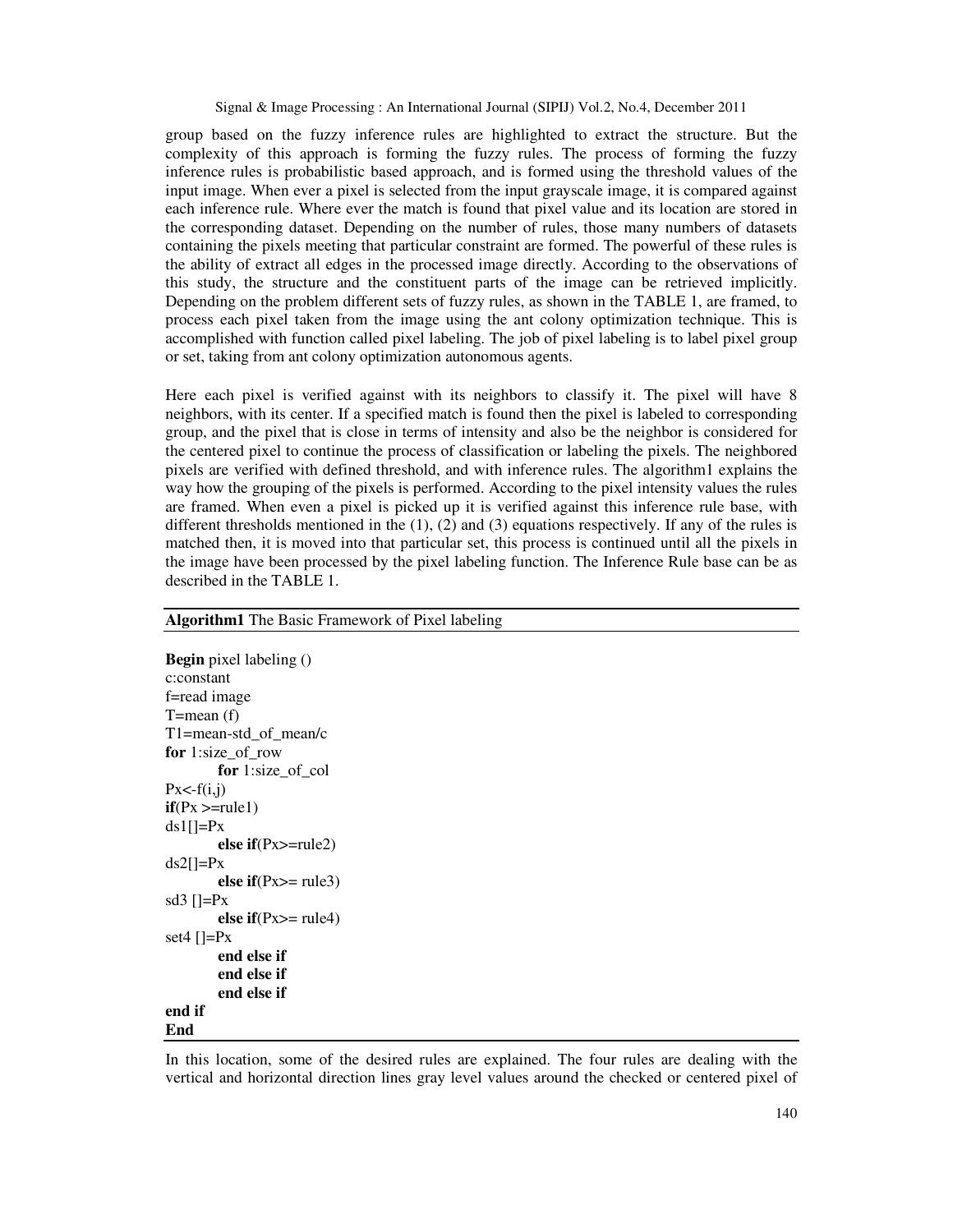group based on the fuzzy inference rules are highlighted to extract the structure. But the complexity of this approach is forming the fuzzy rules. The process of forming the fuzzy inference rules is probabilistic based approach, and is formed using the threshold values of the input image. When ever a pixel is selected from the input grayscale image, it is compared against each inference rule. Where ever the match is found that pixel value and its location are stored in the corresponding dataset. Depending on the number of rules, those many numbers of datasets containing the pixels meeting that particular constraint are formed. The powerful of these rules is the ability of extract all edges in the processed image directly. According to the observations of this study, the structure and the constituent parts of the image can be retrieved implicitly. Depending on the problem different sets of fuzzy rules, as shown in the TABLE 1, are framed, to process each pixel taken from the image using the ant colony optimization technique. This is accomplished with function called pixel labeling. The job of pixel labeling is to label pixel group or set, taking from ant colony optimization autonomous agents.

Here each pixel is verified against with its neighbors to classify it. The pixel will have 8 neighbors, with its center. If a specified match is found then the pixel is labeled to corresponding group, and the pixel that is close in terms of intensity and also be the neighbor is considered for the centered pixel to continue the process of classification or labeling the pixels. The neighbored pixels are verified with defined threshold, and with inference rules. The algorithm1 explains the way how the grouping of the pixels is performed. According to the pixel intensity values the rules are framed. When even a pixel is picked up it is verified against this inference rule base, with different thresholds mentioned in the (1), (2) and (3) equations respectively. If any of the rules is matched then, it is moved into that particular set, this process is continued until all the pixels in the image have been processed by the pixel labeling function. The Inference Rule base can be as described in the TABLE 1.

**Algorithm1** The Basic Framework of Pixel labeling

```
Begin pixel labeling ()
c:constant
f=read image
T=mean (f)
T1=mean-std_of_mean/c
for 1:size_of_row
        for 1:size_of_col
Px<-f(i,j)
if(Px >=rule1)
ds1[]=Px
        else if(Px>=rule2)
ds2[]=Px
        else if(Px>= rule3)
sd3 []=Px
        else if(Px>= rule4)
set4 []=Px
        end else if
        end else if
        end else if
end if
End
```

In this location, some of the desired rules are explained. The four rules are dealing with the vertical and horizontal direction lines gray level values around the checked or centered pixel of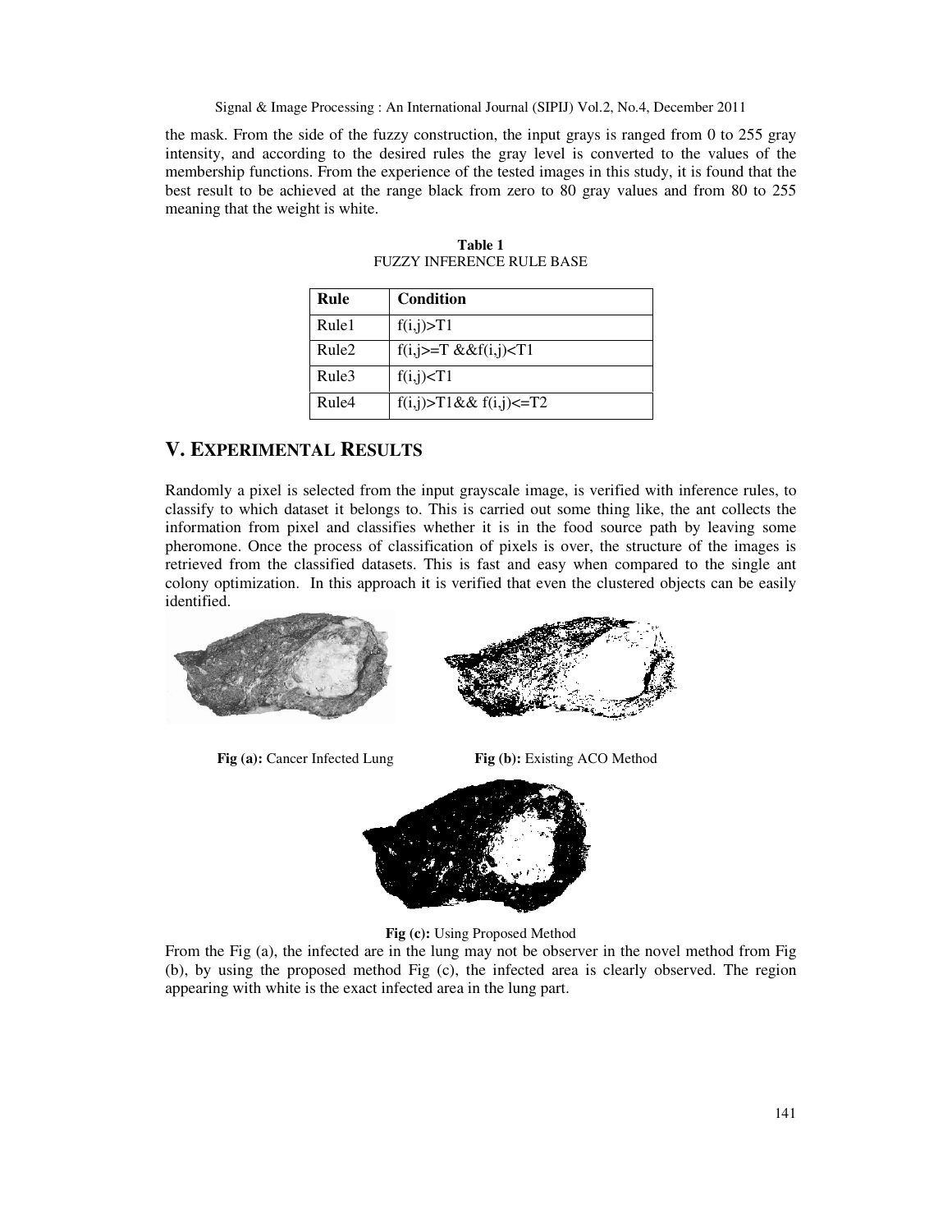the mask. From the side of the fuzzy construction, the input grays is ranged from 0 to 255 gray intensity, and according to the desired rules the gray level is converted to the values of the membership functions. From the experience of the tested images in this study, it is found that the best result to be achieved at the range black from zero to 80 gray values and from 80 to 255 meaning that the weight is white.

**Table 1**
FUZZY INFERENCE RULE BASE

| Rule | Condition |
|---|---|
| Rule1 | f(i,j)>T1 |
| Rule2 | f(i,j>=T &&f(i,j)<T1 |
| Rule3 | f(i,j)<T1 |
| Rule4 | f(i,j)>T1&& f(i,j)<=T2 |

## V. EXPERIMENTAL RESULTS

Randomly a pixel is selected from the input grayscale image, is verified with inference rules, to classify to which dataset it belongs to. This is carried out some thing like, the ant collects the information from pixel and classifies whether it is in the food source path by leaving some pheromone. Once the process of classification of pixels is over, the structure of the images is retrieved from the classified datasets. This is fast and easy when compared to the single ant colony optimization. In this approach it is verified that even the clustered objects can be easily identified.

**Fig (a):** Cancer Infected Lung

**Fig (b):** Existing ACO Method

**Fig (c):** Using Proposed Method

From the Fig (a), the infected are in the lung may not be observer in the novel method from Fig (b), by using the proposed method Fig (c), the infected area is clearly observed. The region appearing with white is the exact infected area in the lung part.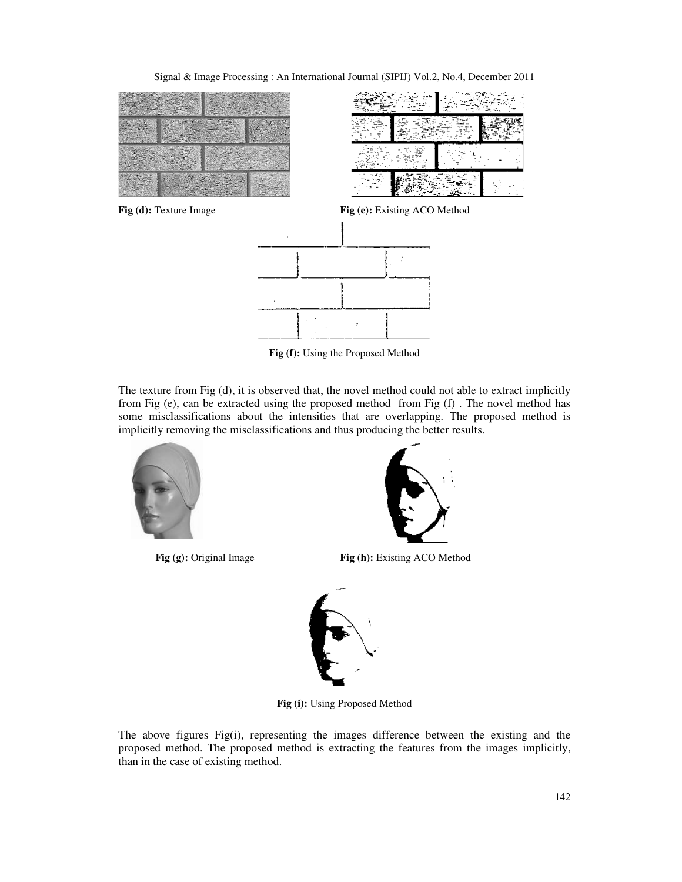**Fig (d):** Texture Image

**Fig (e):** Existing ACO Method

**Fig (f):** Using the Proposed Method

The texture from Fig (d), it is observed that, the novel method could not able to extract implicitly from Fig (e), can be extracted using the proposed method from Fig (f) . The novel method has some misclassifications about the intensities that are overlapping. The proposed method is implicitly removing the misclassifications and thus producing the better results.

**Fig (g):** Original Image

**Fig (h):** Existing ACO Method

**Fig (i):** Using Proposed Method

The above figures Fig(i), representing the images difference between the existing and the proposed method. The proposed method is extracting the features from the images implicitly, than in the case of existing method.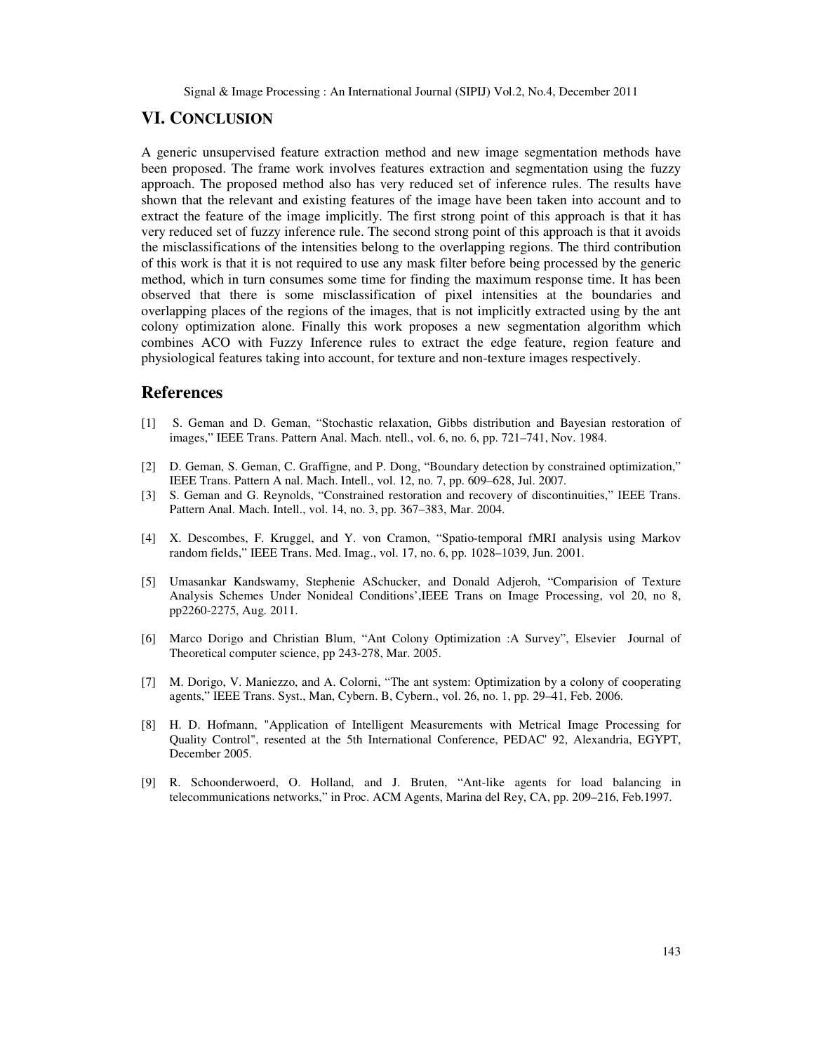## VI. CONCLUSION

A generic unsupervised feature extraction method and new image segmentation methods have been proposed. The frame work involves features extraction and segmentation using the fuzzy approach. The proposed method also has very reduced set of inference rules. The results have shown that the relevant and existing features of the image have been taken into account and to extract the feature of the image implicitly. The first strong point of this approach is that it has very reduced set of fuzzy inference rule. The second strong point of this approach is that it avoids the misclassifications of the intensities belong to the overlapping regions. The third contribution of this work is that it is not required to use any mask filter before being processed by the generic method, which in turn consumes some time for finding the maximum response time. It has been observed that there is some misclassification of pixel intensities at the boundaries and overlapping places of the regions of the images, that is not implicitly extracted using by the ant colony optimization alone. Finally this work proposes a new segmentation algorithm which combines ACO with Fuzzy Inference rules to extract the edge feature, region feature and physiological features taking into account, for texture and non-texture images respectively.

## References

[1] S. Geman and D. Geman, "Stochastic relaxation, Gibbs distribution and Bayesian restoration of images," IEEE Trans. Pattern Anal. Mach. ntell., vol. 6, no. 6, pp. 721–741, Nov. 1984.

[2] D. Geman, S. Geman, C. Graffigne, and P. Dong, "Boundary detection by constrained optimization," IEEE Trans. Pattern A nal. Mach. Intell., vol. 12, no. 7, pp. 609–628, Jul. 2007.

[3] S. Geman and G. Reynolds, "Constrained restoration and recovery of discontinuities," IEEE Trans. Pattern Anal. Mach. Intell., vol. 14, no. 3, pp. 367–383, Mar. 2004.

[4] X. Descombes, F. Kruggel, and Y. von Cramon, "Spatio-temporal fMRI analysis using Markov random fields," IEEE Trans. Med. Imag., vol. 17, no. 6, pp. 1028–1039, Jun. 2001.

[5] Umasankar Kandswamy, Stephenie ASchucker, and Donald Adjeroh, "Comparision of Texture Analysis Schemes Under Nonideal Conditions',IEEE Trans on Image Processing, vol 20, no 8, pp2260-2275, Aug. 2011.

[6] Marco Dorigo and Christian Blum, "Ant Colony Optimization :A Survey", Elsevier Journal of Theoretical computer science, pp 243-278, Mar. 2005.

[7] M. Dorigo, V. Maniezzo, and A. Colorni, "The ant system: Optimization by a colony of cooperating agents," IEEE Trans. Syst., Man, Cybern. B, Cybern., vol. 26, no. 1, pp. 29–41, Feb. 2006.

[8] H. D. Hofmann, "Application of Intelligent Measurements with Metrical Image Processing for Quality Control", resented at the 5th International Conference, PEDAC' 92, Alexandria, EGYPT, December 2005.

[9] R. Schoonderwoerd, O. Holland, and J. Bruten, "Ant-like agents for load balancing in telecommunications networks," in Proc. ACM Agents, Marina del Rey, CA, pp. 209–216, Feb.1997.